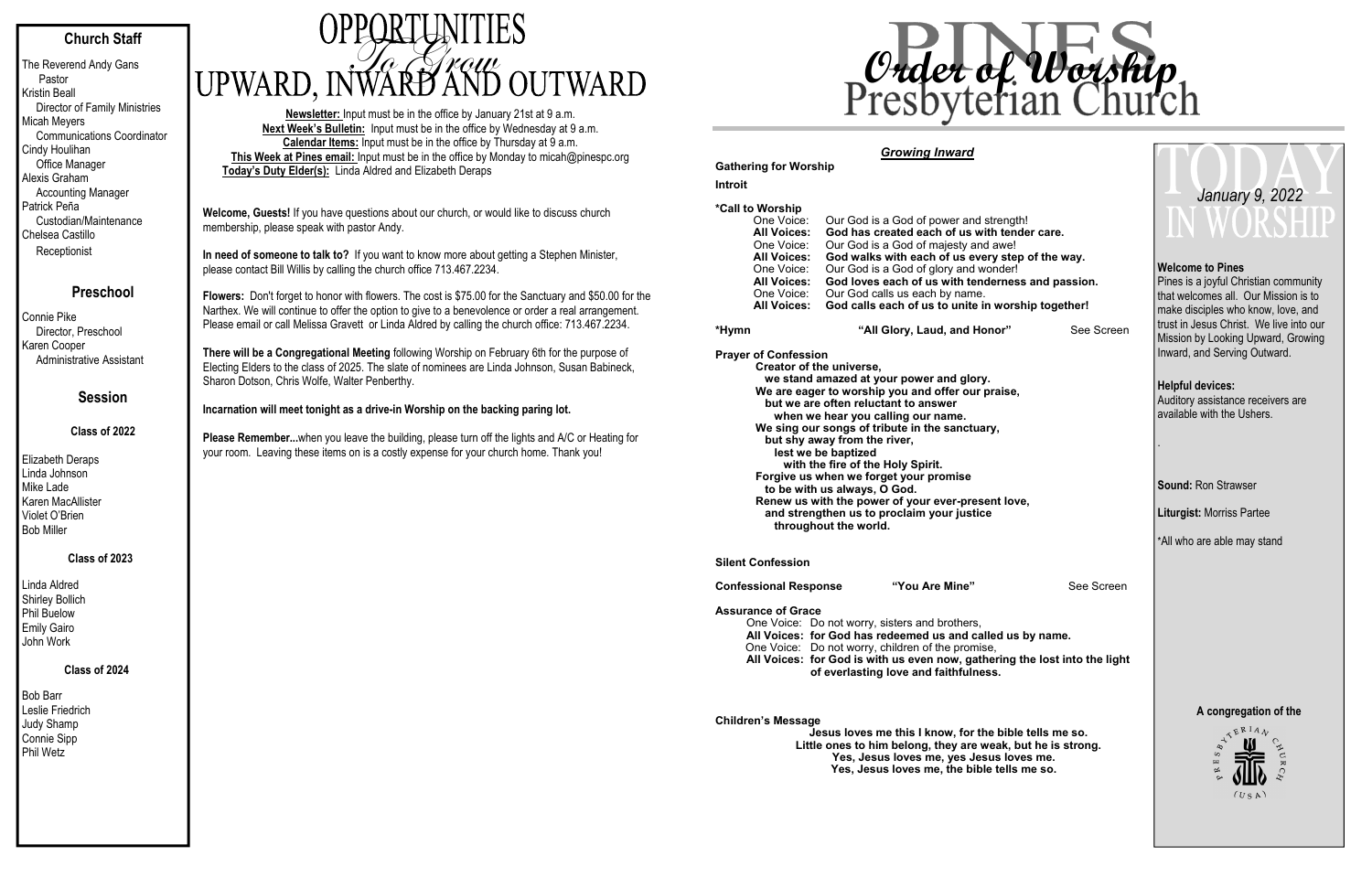## Church Staff

The Reverend Andy Gans
Pastor
Kristin Beall
Director of Family Ministries
Micah Meyers
Communications Coordinator
Cindy Houlihan
Office Manager
Alexis Graham
Accounting Manager
Patrick Peña
Custodian/Maintenance
Chelsea Castillo
Receptionist

## Preschool

Connie Pike
Director, Preschool
Karen Cooper
Administrative Assistant

## Session

### Class of 2022

Elizabeth Deraps
Linda Johnson
Mike Lade
Karen MacAllister
Violet O'Brien
Bob Miller

### Class of 2023

Linda Aldred
Shirley Bollich
Phil Buelow
Emily Gairo
John Work

### Class of 2024

Bob Barr
Leslie Friedrich
Judy Shamp
Connie Sipp
Phil Wetz

# OPPORTUNITIES *To Grow* UPWARD, INWARD AND OUTWARD

**Newsletter:** Input must be in the office by January 21st at 9 a.m.
**Next Week's Bulletin:** Input must be in the office by Wednesday at 9 a.m.
**Calendar Items:** Input must be in the office by Thursday at 9 a.m.
**This Week at Pines email:** Input must be in the office by Monday to micah@pinespc.org
**Today's Duty Elder(s):** Linda Aldred and Elizabeth Deraps

**Welcome, Guests!** If you have questions about our church, or would like to discuss church membership, please speak with pastor Andy.

**In need of someone to talk to?** If you want to know more about getting a Stephen Minister, please contact Bill Willis by calling the church office 713.467.2234.

**Flowers:** Don't forget to honor with flowers. The cost is $75.00 for the Sanctuary and $50.00 for the Narthex. We will continue to offer the option to give to a benevolence or order a real arrangement. Please email or call Melissa Gravett or Linda Aldred by calling the church office: 713.467.2234.

**There will be a Congregational Meeting** following Worship on February 6th for the purpose of Electing Elders to the class of 2025. The slate of nominees are Linda Johnson, Susan Babineck, Sharon Dotson, Chris Wolfe, Walter Penberthy.

**Incarnation will meet tonight as a drive-in Worship on the backing paring lot.**

**Please Remember...**when you leave the building, please turn off the lights and A/C or Heating for your room. Leaving these items on is a costly expense for your church home. Thank you!

# PINES Presbyterian Church *Order of Worship*

## *Growing Inward*

**Gathering for Worship**

**Introit**

**\*Call to Worship**

One Voice: Our God is a God of power and strength!
**All Voices: God has created each of us with tender care.**
One Voice: Our God is a God of majesty and awe!
**All Voices: God walks with each of us every step of the way.**
One Voice: Our God is a God of glory and wonder!
**All Voices: God loves each of us with tenderness and passion.**
One Voice: Our God calls us each by name.
**All Voices: God calls each of us to unite in worship together!**

**\*Hymn** **"All Glory, Laud, and Honor"** See Screen

**Prayer of Confession**

**Creator of the universe,
we stand amazed at your power and glory.
We are eager to worship you and offer our praise,
but we are often reluctant to answer
when we hear you calling our name.
We sing our songs of tribute in the sanctuary,
but shy away from the river,
lest we be baptized
with the fire of the Holy Spirit.
Forgive us when we forget your promise
to be with us always, O God.
Renew us with the power of your ever-present love,
and strengthen us to proclaim your justice
throughout the world.**

**Silent Confession**

**Confessional Response** **"You Are Mine"** See Screen

**Assurance of Grace**

One Voice: Do not worry, sisters and brothers,
**All Voices: for God has redeemed us and called us by name.**
One Voice: Do not worry, children of the promise,
**All Voices: for God is with us even now, gathering the lost into the light of everlasting love and faithfulness.**

**Children's Message**

**Jesus loves me this I know, for the bible tells me so.
Little ones to him belong, they are weak, but he is strong.
Yes, Jesus loves me, yes Jesus loves me.
Yes, Jesus loves me, the bible tells me so.**

# TODAY IN WORSHIP

*January 9, 2022*

**Welcome to Pines**
Pines is a joyful Christian community that welcomes all. Our Mission is to make disciples who know, love, and trust in Jesus Christ. We live into our Mission by Looking Upward, Growing Inward, and Serving Outward.

**Helpful devices:**
Auditory assistance receivers are available with the Ushers.

**Sound:** Ron Strawser

**Liturgist:** Morriss Partee

\*All who are able may stand

**A congregation of the**
Presbyterian Church (USA)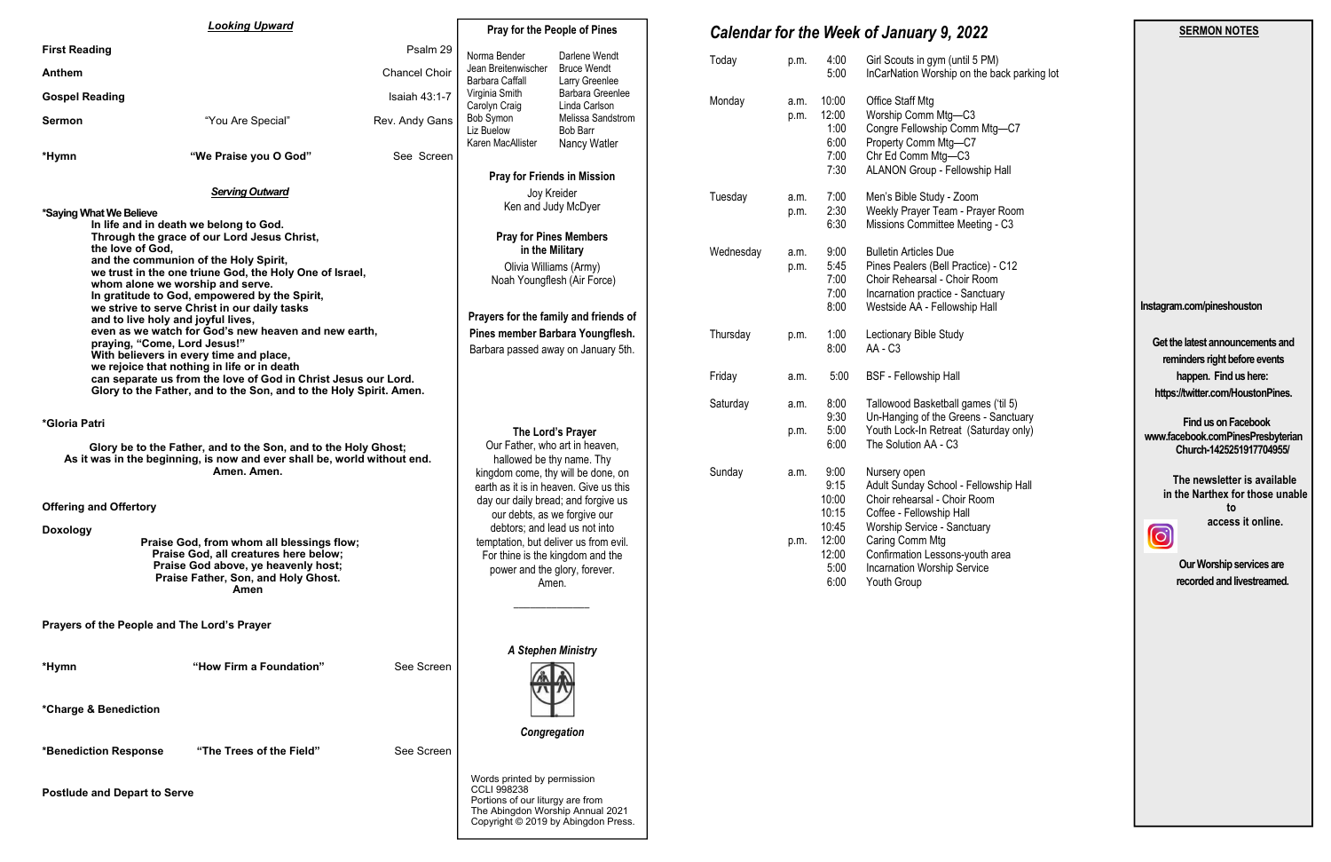## *Looking Upward*

**First Reading** Psalm 29

**Anthem** Chancel Choir

**Gospel Reading** Isaiah 43:1-7

**Sermon** "You Are Special" Rev. Andy Gans

**\*Hymn** **"We Praise you O God"** See Screen

## *Serving Outward*

**\*Saying What We Believe**

**In life and in death we belong to God.**
**Through the grace of our Lord Jesus Christ,**
**the love of God,**
**and the communion of the Holy Spirit,**
**we trust in the one triune God, the Holy One of Israel,**
**whom alone we worship and serve.**
**In gratitude to God, empowered by the Spirit,**
**we strive to serve Christ in our daily tasks**
**and to live holy and joyful lives,**
**even as we watch for God's new heaven and new earth,**
**praying, "Come, Lord Jesus!"**
**With believers in every time and place,**
**we rejoice that nothing in life or in death**
**can separate us from the love of God in Christ Jesus our Lord.**
**Glory to the Father, and to the Son, and to the Holy Spirit. Amen.**

**\*Gloria Patri**

**Glory be to the Father, and to the Son, and to the Holy Ghost;**
**As it was in the beginning, is now and ever shall be, world without end.**
**Amen. Amen.**

**Offering and Offertory**

**Doxology**

**Praise God, from whom all blessings flow;**
**Praise God, all creatures here below;**
**Praise God above, ye heavenly host;**
**Praise Father, Son, and Holy Ghost.**
**Amen**

**Prayers of the People and The Lord's Prayer**

**\*Hymn** **"How Firm a Foundation"** See Screen

**\*Charge & Benediction**

**\*Benediction Response** **"The Trees of the Field"** See Screen

**Postlude and Depart to Serve**

### Pray for the People of Pines

| | |
|---|---|
| Norma Bender | Darlene Wendt |
| Jean Breitenwischer | Bruce Wendt |
| Barbara Caffall | Larry Greenlee |
| Virginia Smith | Barbara Greenlee |
| Carolyn Craig | Linda Carlson |
| Bob Symon | Melissa Sandstrom |
| Liz Buelow | Bob Barr |
| Karen MacAllister | Nancy Watler |

### Pray for Friends in Mission

Joy Kreider
Ken and Judy McDyer

### Pray for Pines Members in the Military

Olivia Williams (Army)
Noah Youngflesh (Air Force)

**Prayers for the family and friends of Pines member Barbara Youngflesh.**
Barbara passed away on January 5th.

### The Lord's Prayer

Our Father, who art in heaven, hallowed be thy name. Thy kingdom come, thy will be done, on earth as it is in heaven. Give us this day our daily bread; and forgive us our debts, as we forgive our debtors; and lead us not into temptation, but deliver us from evil. For thine is the kingdom and the power and the glory, forever. Amen.

---

***A Stephen Ministry***

***Congregation***

Words printed by permission
CCLI 998238
Portions of our liturgy are from
The Abingdon Worship Annual 2021
Copyright © 2019 by Abingdon Press.

## *Calendar for the Week of January 9, 2022*

| | | | |
|---|---|---|---|
| Today | p.m. | 4:00 | Girl Scouts in gym (until 5 PM) |
| | | 5:00 | InCarNation Worship on the back parking lot |
| Monday | a.m. | 10:00 | Office Staff Mtg |
| | p.m. | 12:00 | Worship Comm Mtg—C3 |
| | | 1:00 | Congre Fellowship Comm Mtg—C7 |
| | | 6:00 | Property Comm Mtg—C7 |
| | | 7:00 | Chr Ed Comm Mtg—C3 |
| | | 7:30 | ALANON Group - Fellowship Hall |
| Tuesday | a.m. | 7:00 | Men's Bible Study - Zoom |
| | p.m. | 2:30 | Weekly Prayer Team - Prayer Room |
| | | 6:30 | Missions Committee Meeting - C3 |
| Wednesday | a.m. | 9:00 | Bulletin Articles Due |
| | p.m. | 5:45 | Pines Pealers (Bell Practice) - C12 |
| | | 7:00 | Choir Rehearsal - Choir Room |
| | | 7:00 | Incarnation practice - Sanctuary |
| | | 8:00 | Westside AA - Fellowship Hall |
| Thursday | p.m. | 1:00 | Lectionary Bible Study |
| | | 8:00 | AA - C3 |
| Friday | a.m. | 5:00 | BSF - Fellowship Hall |
| Saturday | a.m. | 8:00 | Tallowood Basketball games ('til 5) |
| | | 9:30 | Un-Hanging of the Greens - Sanctuary |
| | p.m. | 5:00 | Youth Lock-In Retreat (Saturday only) |
| | | 6:00 | The Solution AA - C3 |
| Sunday | a.m. | 9:00 | Nursery open |
| | | 9:15 | Adult Sunday School - Fellowship Hall |
| | | 10:00 | Choir rehearsal - Choir Room |
| | | 10:15 | Coffee - Fellowship Hall |
| | | 10:45 | Worship Service - Sanctuary |
| | p.m. | 12:00 | Caring Comm Mtg |
| | | 12:00 | Confirmation Lessons-youth area |
| | | 5:00 | Incarnation Worship Service |
| | | 6:00 | Youth Group |

### SERMON NOTES

**Instagram.com/pineshouston**

**Get the latest announcements and reminders right before events happen. Find us here: https://twitter.com/HoustonPines.**

**Find us on Facebook www.facebook.comPinesPresbyterian Church-1425251917704955/**

**The newsletter is available in the Narthex for those unable to access it online.**

**Our Worship services are recorded and livestreamed.**